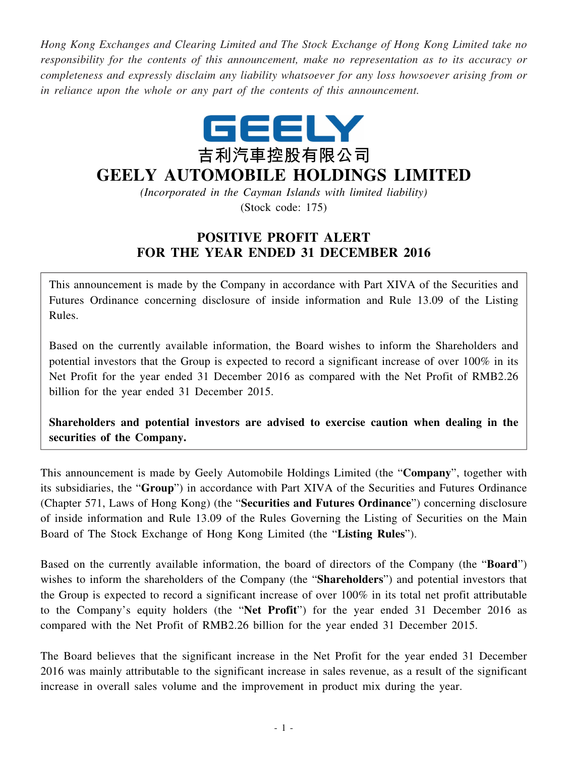*Hong Kong Exchanges and Clearing Limited and The Stock Exchange of Hong Kong Limited take no responsibility for the contents of this announcement, make no representation as to its accuracy or completeness and expressly disclaim any liability whatsoever for any loss howsoever arising from or in reliance upon the whole or any part of the contents of this announcement.*

GEELY

吉利汽車控股有限公司

# GEELY AUTOMOBILE HOLDINGS LIMITED

*(Incorporated in the Cayman Islands with limited liability)*

(Stock code: 175)

## POSITIVE PROFIT ALERT FOR THE YEAR ENDED 31 DECEMBER 2016

This announcement is made by the Company in accordance with Part XIVA of the Securities and Futures Ordinance concerning disclosure of inside information and Rule 13.09 of the Listing Rules.

Based on the currently available information, the Board wishes to inform the Shareholders and potential investors that the Group is expected to record a significant increase of over 100% in its Net Profit for the year ended 31 December 2016 as compared with the Net Profit of RMB2.26 billion for the year ended 31 December 2015.

**Shareholders and potential investors are advised to exercise caution when dealing in the securities of the Company.**

This announcement is made by Geely Automobile Holdings Limited (the "**Company**", together with its subsidiaries, the "**Group**") in accordance with Part XIVA of the Securities and Futures Ordinance (Chapter 571, Laws of Hong Kong) (the "**Securities and Futures Ordinance**") concerning disclosure of inside information and Rule 13.09 of the Rules Governing the Listing of Securities on the Main Board of The Stock Exchange of Hong Kong Limited (the "**Listing Rules**").

Based on the currently available information, the board of directors of the Company (the "**Board**") wishes to inform the shareholders of the Company (the "**Shareholders**") and potential investors that the Group is expected to record a significant increase of over 100% in its total net profit attributable to the Company's equity holders (the "**Net Profit**") for the year ended 31 December 2016 as compared with the Net Profit of RMB2.26 billion for the year ended 31 December 2015.

The Board believes that the significant increase in the Net Profit for the year ended 31 December 2016 was mainly attributable to the significant increase in sales revenue, as a result of the significant increase in overall sales volume and the improvement in product mix during the year.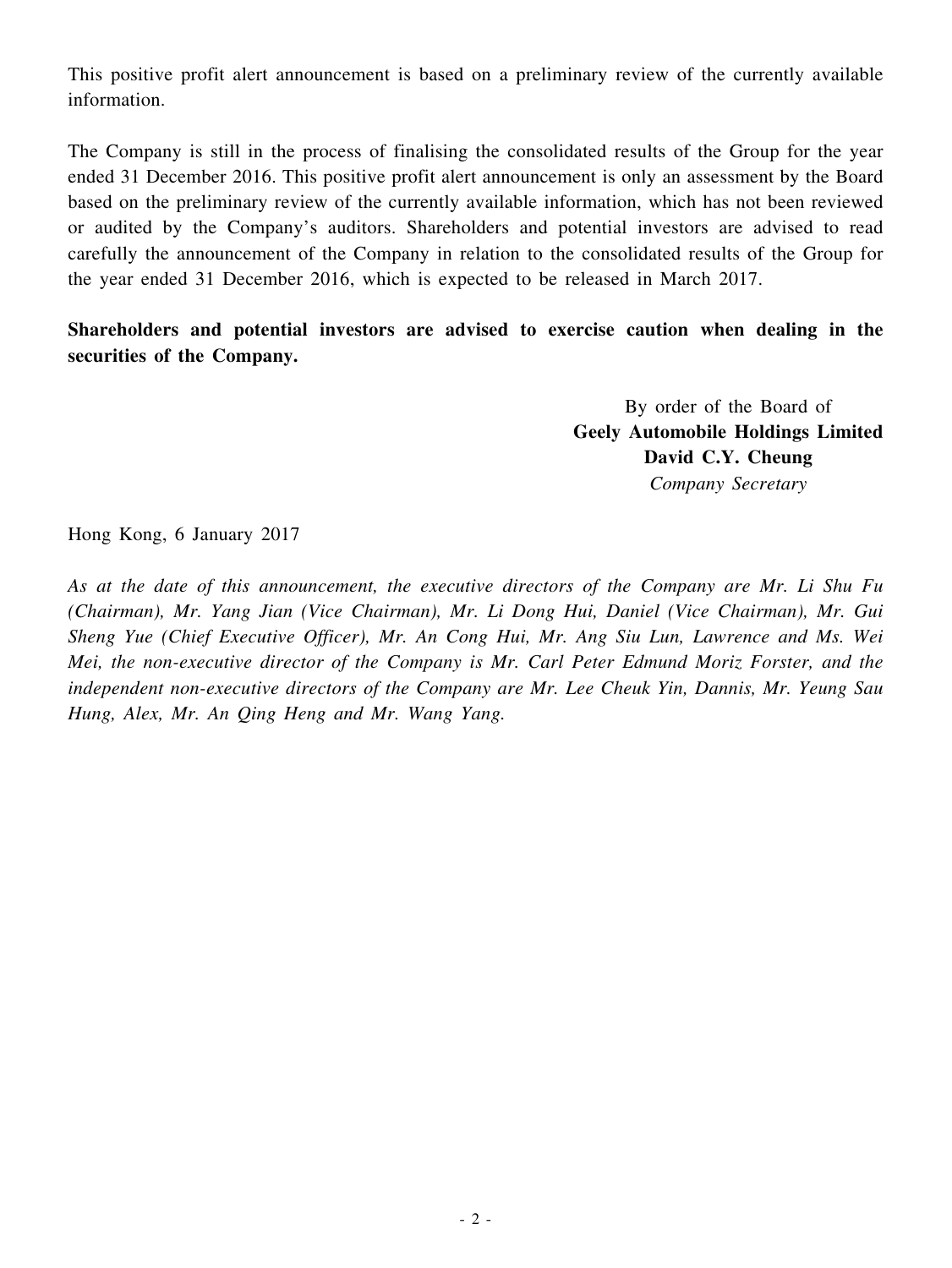This positive profit alert announcement is based on a preliminary review of the currently available information.

The Company is still in the process of finalising the consolidated results of the Group for the year ended 31 December 2016. This positive profit alert announcement is only an assessment by the Board based on the preliminary review of the currently available information, which has not been reviewed or audited by the Company's auditors. Shareholders and potential investors are advised to read carefully the announcement of the Company in relation to the consolidated results of the Group for the year ended 31 December 2016, which is expected to be released in March 2017.

**Shareholders and potential investors are advised to exercise caution when dealing in the securities of the Company.**

By order of the Board of
**Geely Automobile Holdings Limited**
**David C.Y. Cheung**
*Company Secretary*

Hong Kong, 6 January 2017

*As at the date of this announcement, the executive directors of the Company are Mr. Li Shu Fu (Chairman), Mr. Yang Jian (Vice Chairman), Mr. Li Dong Hui, Daniel (Vice Chairman), Mr. Gui Sheng Yue (Chief Executive Officer), Mr. An Cong Hui, Mr. Ang Siu Lun, Lawrence and Ms. Wei Mei, the non-executive director of the Company is Mr. Carl Peter Edmund Moriz Forster, and the independent non-executive directors of the Company are Mr. Lee Cheuk Yin, Dannis, Mr. Yeung Sau Hung, Alex, Mr. An Qing Heng and Mr. Wang Yang.*